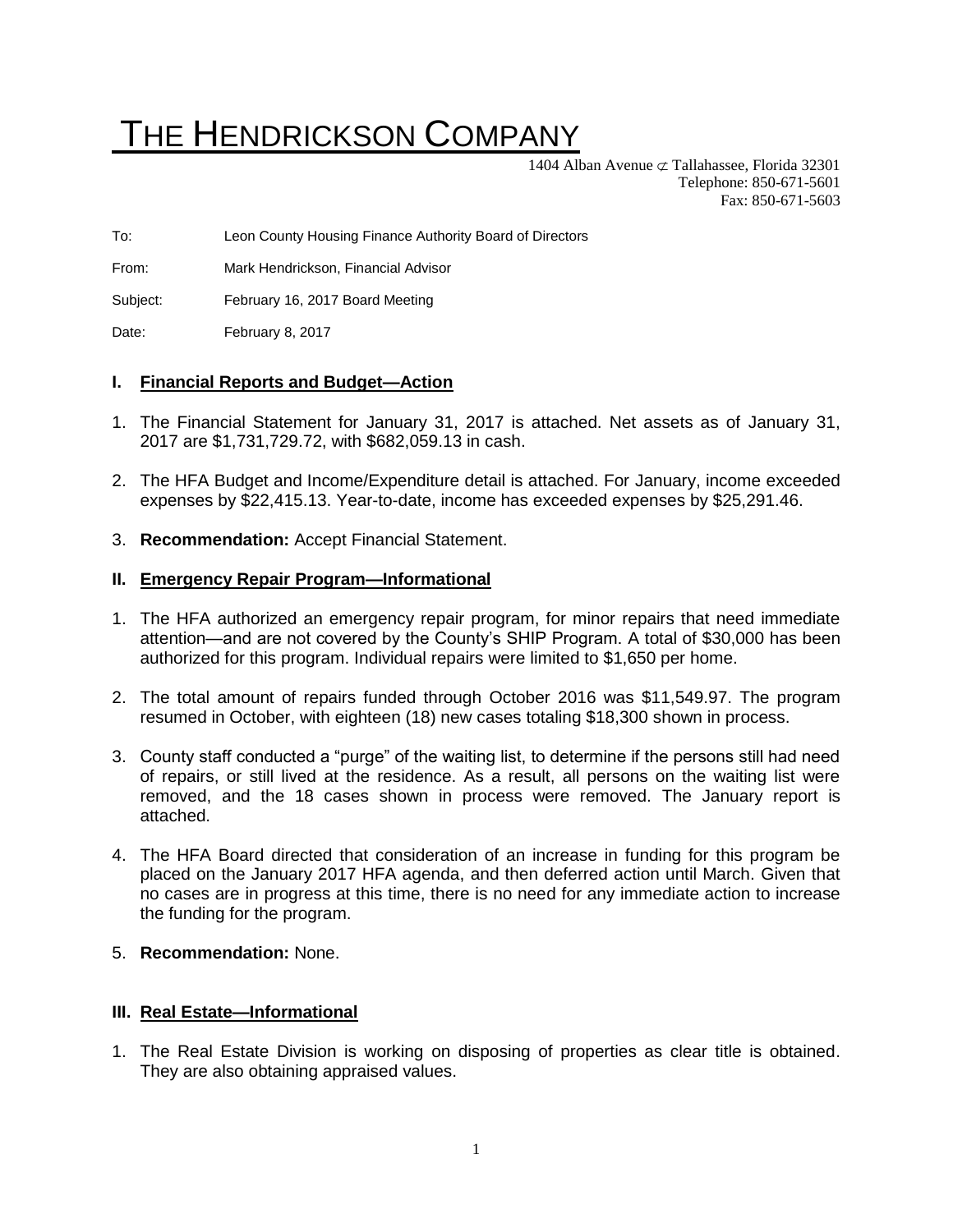# THE HENDRICKSON COMPANY

1404 Alban Avenue ⊄ Tallahassee, Florida 32301
Telephone: 850-671-5601
Fax: 850-671-5603

To: Leon County Housing Finance Authority Board of Directors

From: Mark Hendrickson, Financial Advisor

Subject: February 16, 2017 Board Meeting

Date: February 8, 2017

## I. Financial Reports and Budget—Action

1. The Financial Statement for January 31, 2017 is attached. Net assets as of January 31, 2017 are $1,731,729.72, with $682,059.13 in cash.
2. The HFA Budget and Income/Expenditure detail is attached. For January, income exceeded expenses by $22,415.13. Year-to-date, income has exceeded expenses by $25,291.46.
3. **Recommendation:** Accept Financial Statement.

## II. Emergency Repair Program—Informational

1. The HFA authorized an emergency repair program, for minor repairs that need immediate attention—and are not covered by the County's SHIP Program. A total of $30,000 has been authorized for this program. Individual repairs were limited to $1,650 per home.
2. The total amount of repairs funded through October 2016 was $11,549.97. The program resumed in October, with eighteen (18) new cases totaling $18,300 shown in process.
3. County staff conducted a "purge" of the waiting list, to determine if the persons still had need of repairs, or still lived at the residence. As a result, all persons on the waiting list were removed, and the 18 cases shown in process were removed. The January report is attached.
4. The HFA Board directed that consideration of an increase in funding for this program be placed on the January 2017 HFA agenda, and then deferred action until March. Given that no cases are in progress at this time, there is no need for any immediate action to increase the funding for the program.
5. **Recommendation:** None.

## III. Real Estate—Informational

1. The Real Estate Division is working on disposing of properties as clear title is obtained. They are also obtaining appraised values.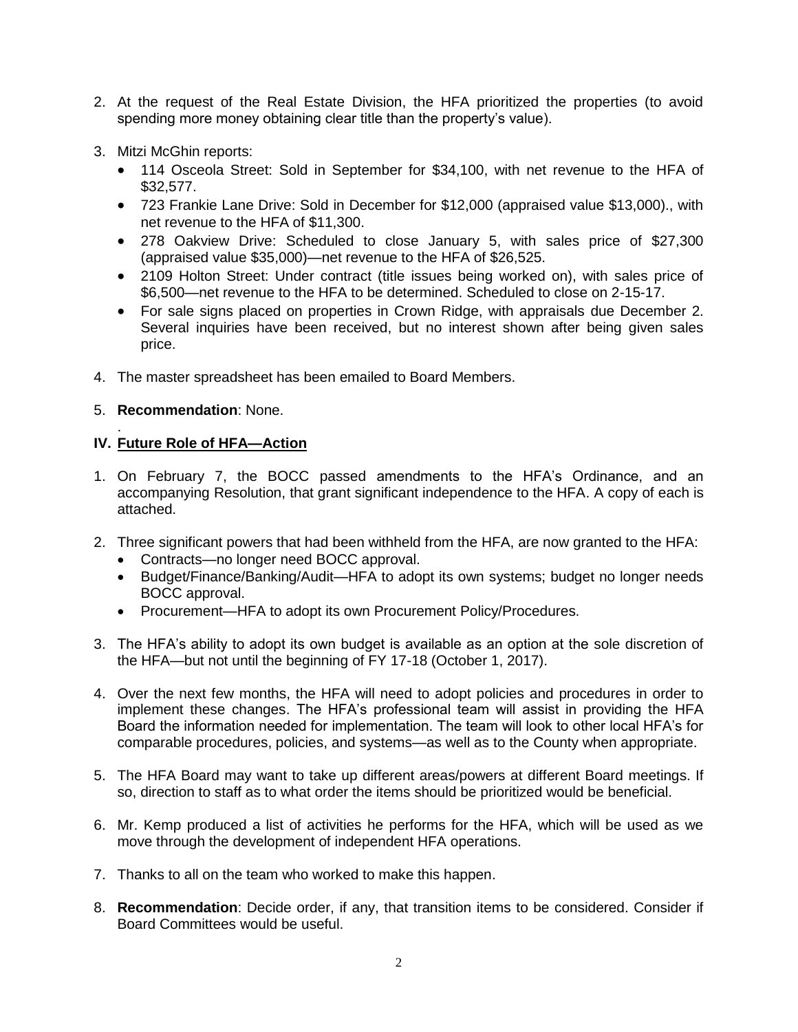2. At the request of the Real Estate Division, the HFA prioritized the properties (to avoid spending more money obtaining clear title than the property's value).

3. Mitzi McGhin reports:
   - 114 Osceola Street: Sold in September for $34,100, with net revenue to the HFA of $32,577.
   - 723 Frankie Lane Drive: Sold in December for $12,000 (appraised value $13,000)., with net revenue to the HFA of $11,300.
   - 278 Oakview Drive: Scheduled to close January 5, with sales price of $27,300 (appraised value $35,000)—net revenue to the HFA of $26,525.
   - 2109 Holton Street: Under contract (title issues being worked on), with sales price of $6,500—net revenue to the HFA to be determined. Scheduled to close on 2-15-17.
   - For sale signs placed on properties in Crown Ridge, with appraisals due December 2. Several inquiries have been received, but no interest shown after being given sales price.

4. The master spreadsheet has been emailed to Board Members.

5. **Recommendation**: None.

.

## IV. Future Role of HFA—Action

1. On February 7, the BOCC passed amendments to the HFA's Ordinance, and an accompanying Resolution, that grant significant independence to the HFA. A copy of each is attached.

2. Three significant powers that had been withheld from the HFA, are now granted to the HFA:
   - Contracts—no longer need BOCC approval.
   - Budget/Finance/Banking/Audit—HFA to adopt its own systems; budget no longer needs BOCC approval.
   - Procurement—HFA to adopt its own Procurement Policy/Procedures.

3. The HFA's ability to adopt its own budget is available as an option at the sole discretion of the HFA—but not until the beginning of FY 17-18 (October 1, 2017).

4. Over the next few months, the HFA will need to adopt policies and procedures in order to implement these changes. The HFA's professional team will assist in providing the HFA Board the information needed for implementation. The team will look to other local HFA's for comparable procedures, policies, and systems—as well as to the County when appropriate.

5. The HFA Board may want to take up different areas/powers at different Board meetings. If so, direction to staff as to what order the items should be prioritized would be beneficial.

6. Mr. Kemp produced a list of activities he performs for the HFA, which will be used as we move through the development of independent HFA operations.

7. Thanks to all on the team who worked to make this happen.

8. **Recommendation**: Decide order, if any, that transition items to be considered. Consider if Board Committees would be useful.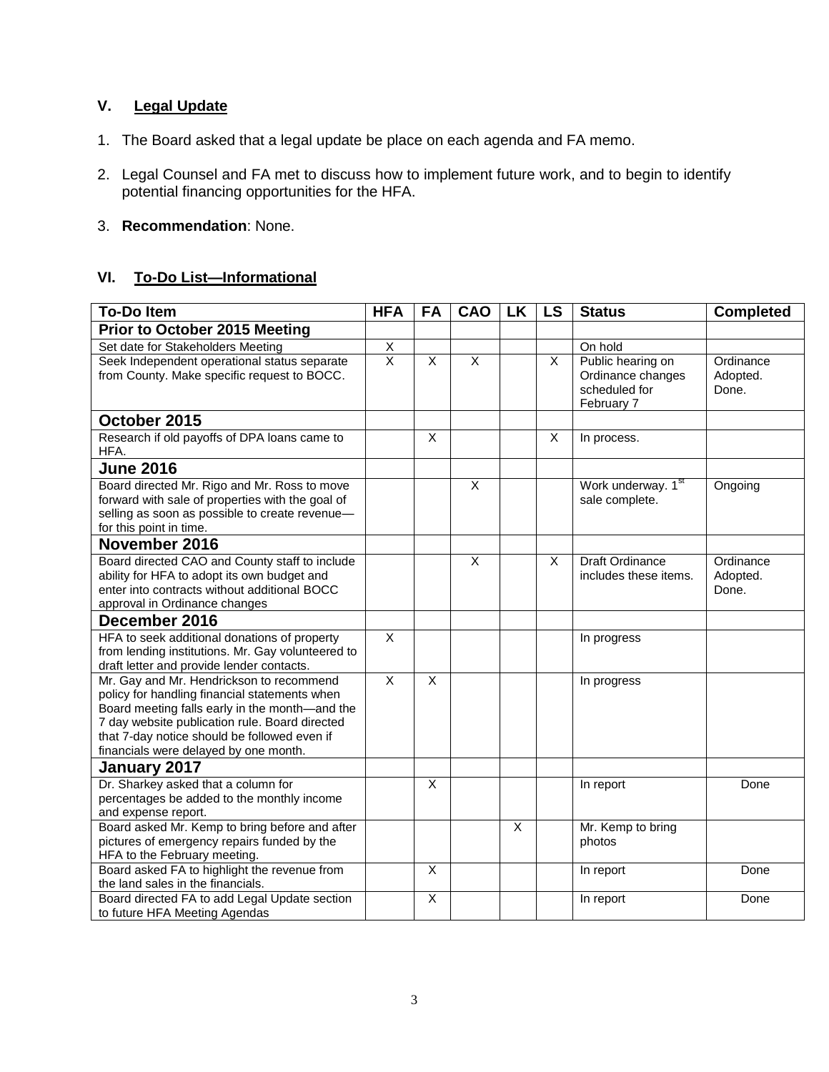### V. **Legal Update**

1. The Board asked that a legal update be place on each agenda and FA memo.

2. Legal Counsel and FA met to discuss how to implement future work, and to begin to identify potential financing opportunities for the HFA.

3. **Recommendation**: None.

### VI. **To-Do List—Informational**

| To-Do Item | HFA | FA | CAO | LK | LS | Status | Completed |
|---|---|---|---|---|---|---|---|
| **Prior to October 2015 Meeting** | | | | | | | |
| Set date for Stakeholders Meeting | X | | | | | On hold | |
| Seek Independent operational status separate from County. Make specific request to BOCC. | X | X | X | | X | Public hearing on Ordinance changes scheduled for February 7 | Ordinance Adopted. Done. |
| **October 2015** | | | | | | | |
| Research if old payoffs of DPA loans came to HFA. | | X | | | X | In process. | |
| **June 2016** | | | | | | | |
| Board directed Mr. Rigo and Mr. Ross to move forward with sale of properties with the goal of selling as soon as possible to create revenue—for this point in time. | | | X | | | Work underway. 1st sale complete. | Ongoing |
| **November 2016** | | | | | | | |
| Board directed CAO and County staff to include ability for HFA to adopt its own budget and enter into contracts without additional BOCC approval in Ordinance changes | | | X | | X | Draft Ordinance includes these items. | Ordinance Adopted. Done. |
| **December 2016** | | | | | | | |
| HFA to seek additional donations of property from lending institutions. Mr. Gay volunteered to draft letter and provide lender contacts. | X | | | | | In progress | |
| Mr. Gay and Mr. Hendrickson to recommend policy for handling financial statements when Board meeting falls early in the month—and the 7 day website publication rule. Board directed that 7-day notice should be followed even if financials were delayed by one month. | X | X | | | | In progress | |
| **January 2017** | | | | | | | |
| Dr. Sharkey asked that a column for percentages be added to the monthly income and expense report. | | X | | | | In report | Done |
| Board asked Mr. Kemp to bring before and after pictures of emergency repairs funded by the HFA to the February meeting. | | | | X | | Mr. Kemp to bring photos | |
| Board asked FA to highlight the revenue from the land sales in the financials. | | X | | | | In report | Done |
| Board directed FA to add Legal Update section to future HFA Meeting Agendas | | X | | | | In report | Done |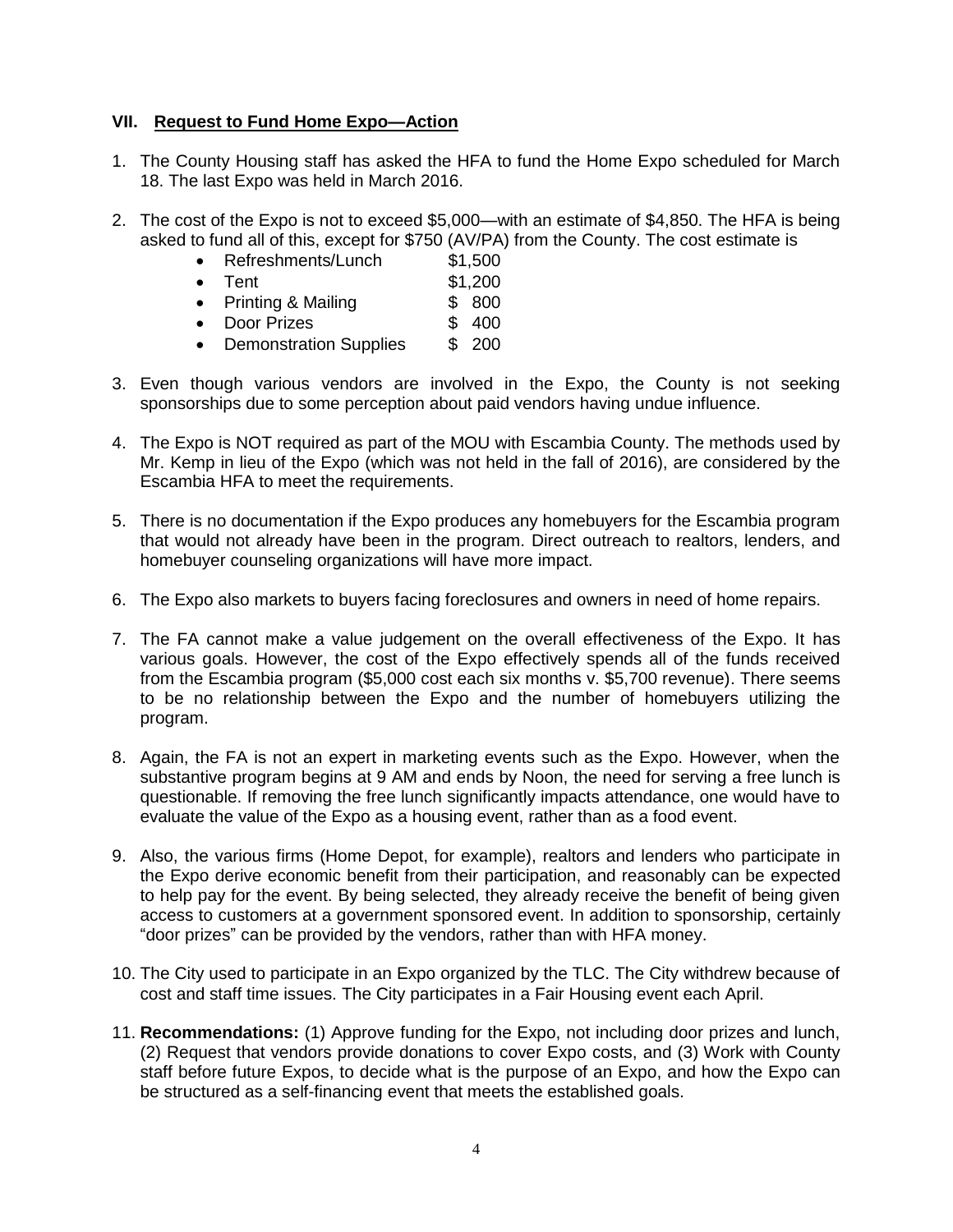## VII. **Request to Fund Home Expo—Action**

1. The County Housing staff has asked the HFA to fund the Home Expo scheduled for March 18. The last Expo was held in March 2016.

2. The cost of the Expo is not to exceed $5,000—with an estimate of $4,850. The HFA is being asked to fund all of this, except for $750 (AV/PA) from the County. The cost estimate is
   - Refreshments/Lunch $1,500
   - Tent $1,200
   - Printing & Mailing $ 800
   - Door Prizes $ 400
   - Demonstration Supplies $ 200

3. Even though various vendors are involved in the Expo, the County is not seeking sponsorships due to some perception about paid vendors having undue influence.

4. The Expo is NOT required as part of the MOU with Escambia County. The methods used by Mr. Kemp in lieu of the Expo (which was not held in the fall of 2016), are considered by the Escambia HFA to meet the requirements.

5. There is no documentation if the Expo produces any homebuyers for the Escambia program that would not already have been in the program. Direct outreach to realtors, lenders, and homebuyer counseling organizations will have more impact.

6. The Expo also markets to buyers facing foreclosures and owners in need of home repairs.

7. The FA cannot make a value judgement on the overall effectiveness of the Expo. It has various goals. However, the cost of the Expo effectively spends all of the funds received from the Escambia program ($5,000 cost each six months v. $5,700 revenue). There seems to be no relationship between the Expo and the number of homebuyers utilizing the program.

8. Again, the FA is not an expert in marketing events such as the Expo. However, when the substantive program begins at 9 AM and ends by Noon, the need for serving a free lunch is questionable. If removing the free lunch significantly impacts attendance, one would have to evaluate the value of the Expo as a housing event, rather than as a food event.

9. Also, the various firms (Home Depot, for example), realtors and lenders who participate in the Expo derive economic benefit from their participation, and reasonably can be expected to help pay for the event. By being selected, they already receive the benefit of being given access to customers at a government sponsored event. In addition to sponsorship, certainly "door prizes" can be provided by the vendors, rather than with HFA money.

10. The City used to participate in an Expo organized by the TLC. The City withdrew because of cost and staff time issues. The City participates in a Fair Housing event each April.

11. **Recommendations:** (1) Approve funding for the Expo, not including door prizes and lunch, (2) Request that vendors provide donations to cover Expo costs, and (3) Work with County staff before future Expos, to decide what is the purpose of an Expo, and how the Expo can be structured as a self-financing event that meets the established goals.